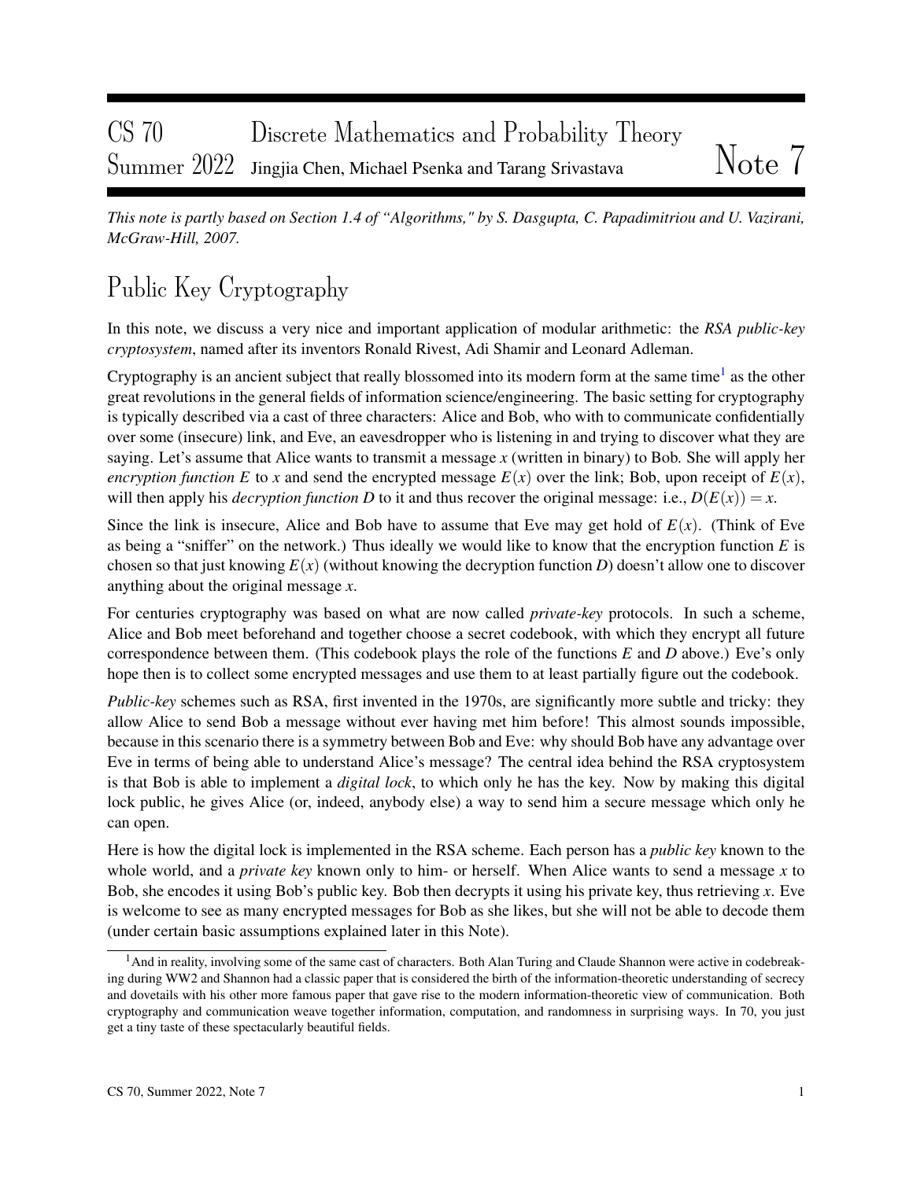# CS 70 Discrete Mathematics and Probability Theory
## Summer 2022 Jingjia Chen, Michael Psenka and Tarang Srivastava — Note 7

*This note is partly based on Section 1.4 of "Algorithms," by S. Dasgupta, C. Papadimitriou and U. Vazirani, McGraw-Hill, 2007.*

# Public Key Cryptography

In this note, we discuss a very nice and important application of modular arithmetic: the *RSA public-key cryptosystem*, named after its inventors Ronald Rivest, Adi Shamir and Leonard Adleman.

Cryptography is an ancient subject that really blossomed into its modern form at the same time[1] as the other great revolutions in the general fields of information science/engineering. The basic setting for cryptography is typically described via a cast of three characters: Alice and Bob, who with to communicate confidentially over some (insecure) link, and Eve, an eavesdropper who is listening in and trying to discover what they are saying. Let's assume that Alice wants to transmit a message $x$ (written in binary) to Bob. She will apply her *encryption function* $E$ to $x$ and send the encrypted message $E(x)$ over the link; Bob, upon receipt of $E(x)$, will then apply his *decryption function* $D$ to it and thus recover the original message: i.e., $D(E(x)) = x$.

Since the link is insecure, Alice and Bob have to assume that Eve may get hold of $E(x)$. (Think of Eve as being a "sniffer" on the network.) Thus ideally we would like to know that the encryption function $E$ is chosen so that just knowing $E(x)$ (without knowing the decryption function $D$) doesn't allow one to discover anything about the original message $x$.

For centuries cryptography was based on what are now called *private-key* protocols. In such a scheme, Alice and Bob meet beforehand and together choose a secret codebook, with which they encrypt all future correspondence between them. (This codebook plays the role of the functions $E$ and $D$ above.) Eve's only hope then is to collect some encrypted messages and use them to at least partially figure out the codebook.

*Public-key* schemes such as RSA, first invented in the 1970s, are significantly more subtle and tricky: they allow Alice to send Bob a message without ever having met him before! This almost sounds impossible, because in this scenario there is a symmetry between Bob and Eve: why should Bob have any advantage over Eve in terms of being able to understand Alice's message? The central idea behind the RSA cryptosystem is that Bob is able to implement a *digital lock*, to which only he has the key. Now by making this digital lock public, he gives Alice (or, indeed, anybody else) a way to send him a secure message which only he can open.

Here is how the digital lock is implemented in the RSA scheme. Each person has a *public key* known to the whole world, and a *private key* known only to him- or herself. When Alice wants to send a message $x$ to Bob, she encodes it using Bob's public key. Bob then decrypts it using his private key, thus retrieving $x$. Eve is welcome to see as many encrypted messages for Bob as she likes, but she will not be able to decode them (under certain basic assumptions explained later in this Note).

---

[1] And in reality, involving some of the same cast of characters. Both Alan Turing and Claude Shannon were active in codebreaking during WW2 and Shannon had a classic paper that is considered the birth of the information-theoretic understanding of secrecy and dovetails with his other more famous paper that gave rise to the modern information-theoretic view of communication. Both cryptography and communication weave together information, computation, and randomness in surprising ways. In 70, you just get a tiny taste of these spectacularly beautiful fields.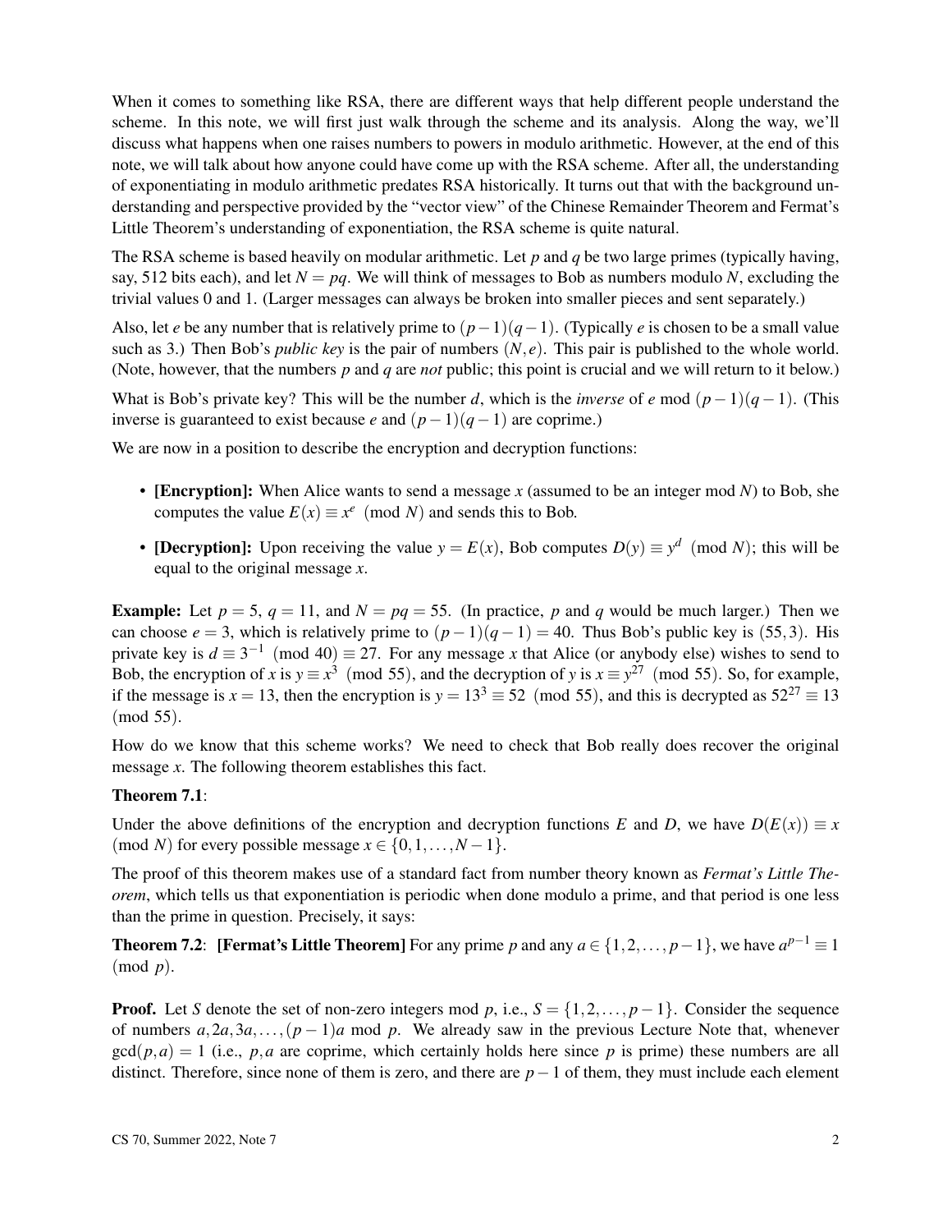When it comes to something like RSA, there are different ways that help different people understand the scheme. In this note, we will first just walk through the scheme and its analysis. Along the way, we'll discuss what happens when one raises numbers to powers in modulo arithmetic. However, at the end of this note, we will talk about how anyone could have come up with the RSA scheme. After all, the understanding of exponentiating in modulo arithmetic predates RSA historically. It turns out that with the background understanding and perspective provided by the "vector view" of the Chinese Remainder Theorem and Fermat's Little Theorem's understanding of exponentiation, the RSA scheme is quite natural.

The RSA scheme is based heavily on modular arithmetic. Let $p$ and $q$ be two large primes (typically having, say, 512 bits each), and let $N = pq$. We will think of messages to Bob as numbers modulo $N$, excluding the trivial values 0 and 1. (Larger messages can always be broken into smaller pieces and sent separately.)

Also, let $e$ be any number that is relatively prime to $(p-1)(q-1)$. (Typically $e$ is chosen to be a small value such as 3.) Then Bob's *public key* is the pair of numbers $(N, e)$. This pair is published to the whole world. (Note, however, that the numbers $p$ and $q$ are *not* public; this point is crucial and we will return to it below.)

What is Bob's private key? This will be the number $d$, which is the *inverse* of $e$ mod $(p-1)(q-1)$. (This inverse is guaranteed to exist because $e$ and $(p-1)(q-1)$ are coprime.)

We are now in a position to describe the encryption and decryption functions:

- **[Encryption]:** When Alice wants to send a message $x$ (assumed to be an integer mod $N$) to Bob, she computes the value $E(x) \equiv x^e \pmod{N}$ and sends this to Bob.
- **[Decryption]:** Upon receiving the value $y = E(x)$, Bob computes $D(y) \equiv y^d \pmod{N}$; this will be equal to the original message $x$.

**Example:** Let $p = 5$, $q = 11$, and $N = pq = 55$. (In practice, $p$ and $q$ would be much larger.) Then we can choose $e = 3$, which is relatively prime to $(p-1)(q-1) = 40$. Thus Bob's public key is $(55, 3)$. His private key is $d \equiv 3^{-1} \pmod{40} \equiv 27$. For any message $x$ that Alice (or anybody else) wishes to send to Bob, the encryption of $x$ is $y \equiv x^3 \pmod{55}$, and the decryption of $y$ is $x \equiv y^{27} \pmod{55}$. So, for example, if the message is $x = 13$, then the encryption is $y = 13^3 \equiv 52 \pmod{55}$, and this is decrypted as $52^{27} \equiv 13 \pmod{55}$.

How do we know that this scheme works? We need to check that Bob really does recover the original message $x$. The following theorem establishes this fact.

**Theorem 7.1**:

Under the above definitions of the encryption and decryption functions $E$ and $D$, we have $D(E(x)) \equiv x \pmod{N}$ for every possible message $x \in \{0, 1, \ldots, N-1\}$.

The proof of this theorem makes use of a standard fact from number theory known as *Fermat's Little Theorem*, which tells us that exponentiation is periodic when done modulo a prime, and that period is one less than the prime in question. Precisely, it says:

**Theorem 7.2**: **[Fermat's Little Theorem]** For any prime $p$ and any $a \in \{1, 2, \ldots, p-1\}$, we have $a^{p-1} \equiv 1 \pmod{p}$.

**Proof.** Let $S$ denote the set of non-zero integers mod $p$, i.e., $S = \{1, 2, \ldots, p-1\}$. Consider the sequence of numbers $a, 2a, 3a, \ldots, (p-1)a$ mod $p$. We already saw in the previous Lecture Note that, whenever $\gcd(p, a) = 1$ (i.e., $p, a$ are coprime, which certainly holds here since $p$ is prime) these numbers are all distinct. Therefore, since none of them is zero, and there are $p-1$ of them, they must include each element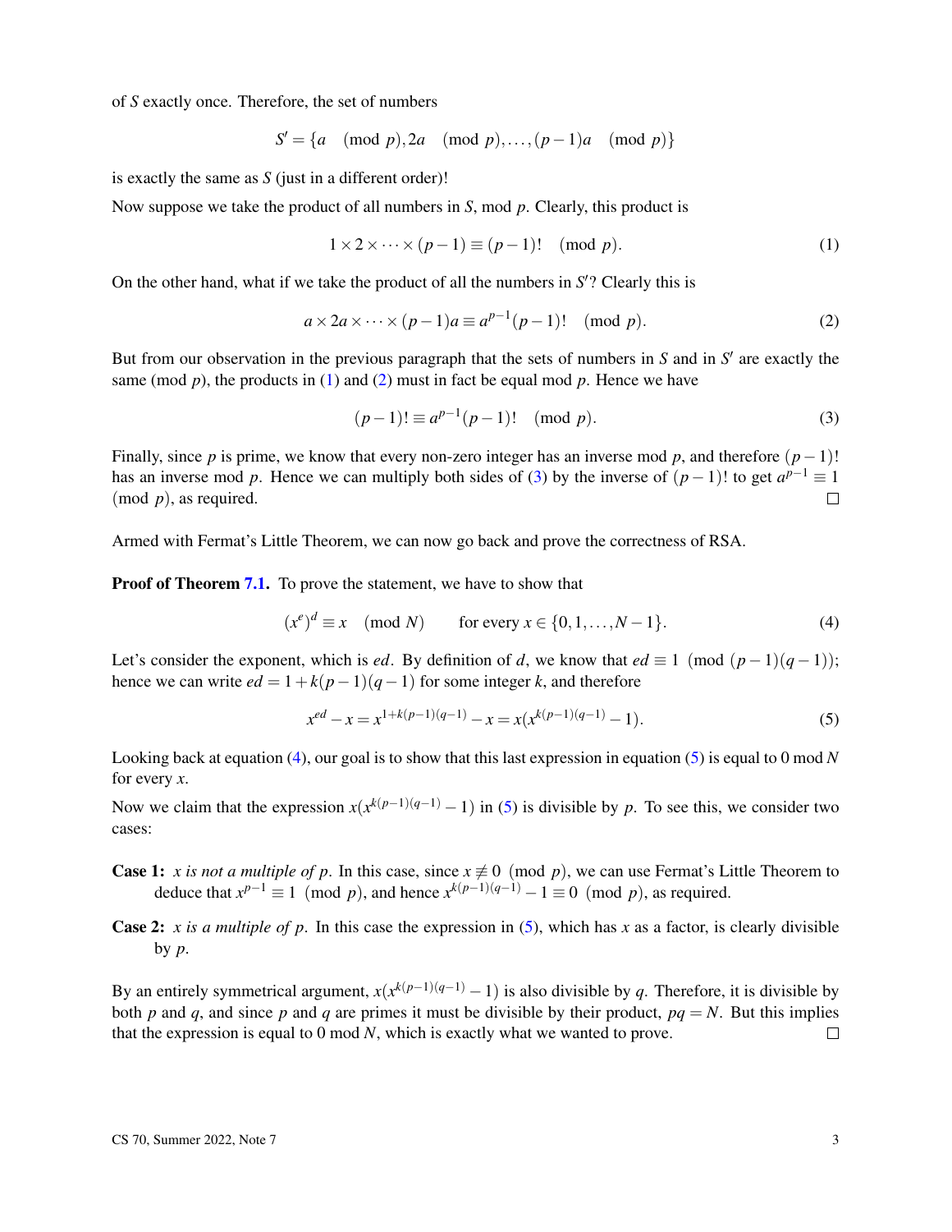of $S$ exactly once. Therefore, the set of numbers

$$S' = \{a \pmod p, 2a \pmod p, \dots, (p-1)a \pmod p\}$$

is exactly the same as $S$ (just in a different order)!

Now suppose we take the product of all numbers in $S$, mod $p$. Clearly, this product is

$$1 \times 2 \times \cdots \times (p-1) \equiv (p-1)! \pmod p. \tag{1}$$

On the other hand, what if we take the product of all the numbers in $S'$? Clearly this is

$$a \times 2a \times \cdots \times (p-1)a \equiv a^{p-1}(p-1)! \pmod p. \tag{2}$$

But from our observation in the previous paragraph that the sets of numbers in $S$ and in $S'$ are exactly the same (mod $p$), the products in (1) and (2) must in fact be equal mod $p$. Hence we have

$$(p-1)! \equiv a^{p-1}(p-1)! \pmod p. \tag{3}$$

Finally, since $p$ is prime, we know that every non-zero integer has an inverse mod $p$, and therefore $(p-1)!$ has an inverse mod $p$. Hence we can multiply both sides of (3) by the inverse of $(p-1)!$ to get $a^{p-1} \equiv 1 \pmod p$, as required. □

Armed with Fermat's Little Theorem, we can now go back and prove the correctness of RSA.

**Proof of Theorem 7.1.** To prove the statement, we have to show that

$$(x^e)^d \equiv x \pmod N \qquad \text{for every } x \in \{0, 1, \dots, N-1\}. \tag{4}$$

Let's consider the exponent, which is $ed$. By definition of $d$, we know that $ed \equiv 1 \pmod{(p-1)(q-1)}$; hence we can write $ed = 1 + k(p-1)(q-1)$ for some integer $k$, and therefore

$$x^{ed} - x = x^{1+k(p-1)(q-1)} - x = x(x^{k(p-1)(q-1)} - 1). \tag{5}$$

Looking back at equation (4), our goal is to show that this last expression in equation (5) is equal to 0 mod $N$ for every $x$.

Now we claim that the expression $x(x^{k(p-1)(q-1)} - 1)$ in (5) is divisible by $p$. To see this, we consider two cases:

**Case 1:** *$x$ is not a multiple of $p$.* In this case, since $x \not\equiv 0 \pmod p$, we can use Fermat's Little Theorem to deduce that $x^{p-1} \equiv 1 \pmod p$, and hence $x^{k(p-1)(q-1)} - 1 \equiv 0 \pmod p$, as required.

**Case 2:** *$x$ is a multiple of $p$.* In this case the expression in (5), which has $x$ as a factor, is clearly divisible by $p$.

By an entirely symmetrical argument, $x(x^{k(p-1)(q-1)} - 1)$ is also divisible by $q$. Therefore, it is divisible by both $p$ and $q$, and since $p$ and $q$ are primes it must be divisible by their product, $pq = N$. But this implies that the expression is equal to 0 mod $N$, which is exactly what we wanted to prove. □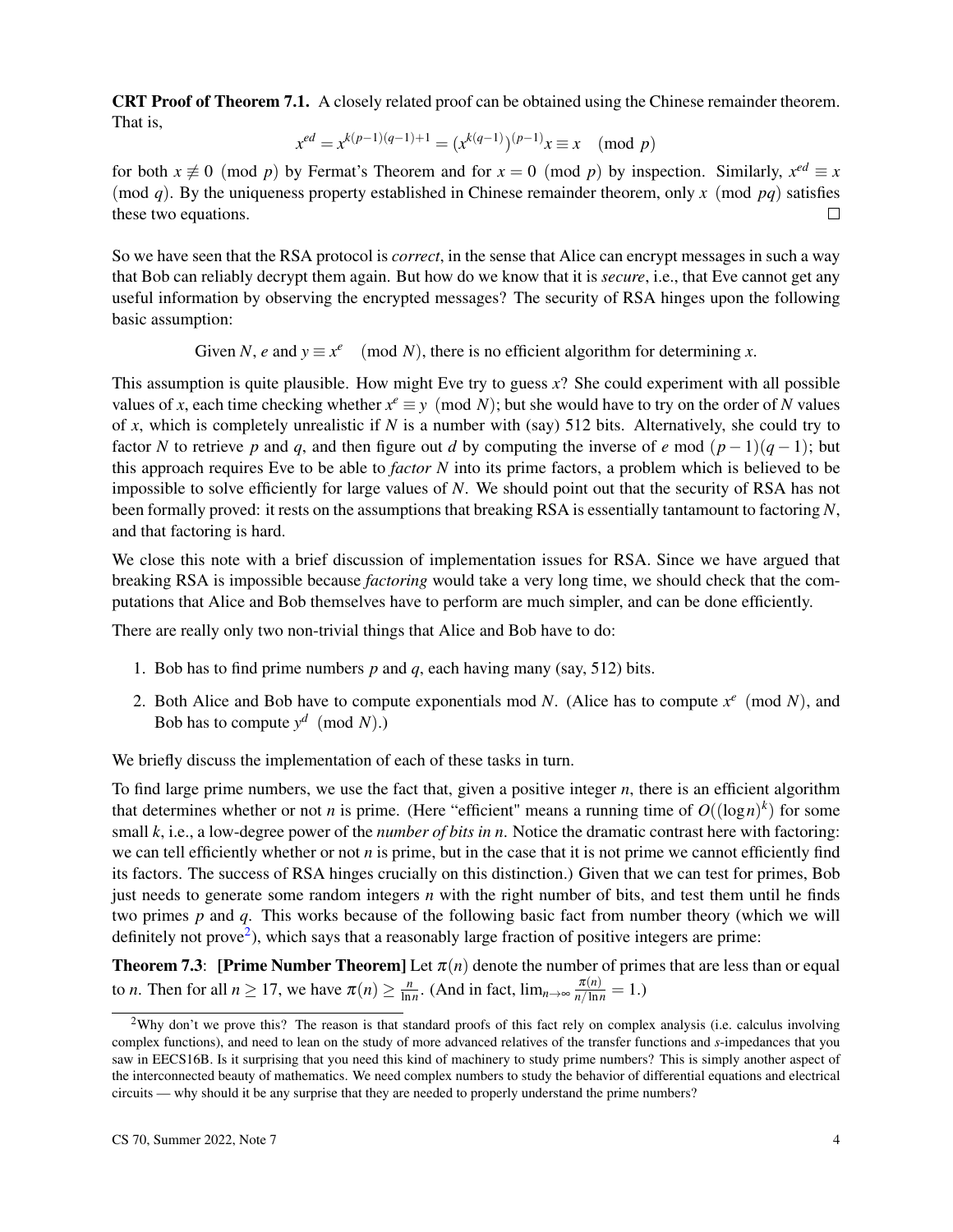**CRT Proof of Theorem 7.1.** A closely related proof can be obtained using the Chinese remainder theorem. That is,

$$x^{ed} = x^{k(p-1)(q-1)+1} = \left(x^{k(q-1)}\right)^{(p-1)} x \equiv x \pmod{p}$$

for both $x \not\equiv 0 \pmod{p}$ by Fermat's Theorem and for $x = 0 \pmod{p}$ by inspection. Similarly, $x^{ed} \equiv x \pmod{q}$. By the uniqueness property established in Chinese remainder theorem, only $x \pmod{pq}$ satisfies these two equations. □

So we have seen that the RSA protocol is *correct*, in the sense that Alice can encrypt messages in such a way that Bob can reliably decrypt them again. But how do we know that it is *secure*, i.e., that Eve cannot get any useful information by observing the encrypted messages? The security of RSA hinges upon the following basic assumption:

Given $N$, $e$ and $y \equiv x^e \pmod{N}$, there is no efficient algorithm for determining $x$.

This assumption is quite plausible. How might Eve try to guess $x$? She could experiment with all possible values of $x$, each time checking whether $x^e \equiv y \pmod{N}$; but she would have to try on the order of $N$ values of $x$, which is completely unrealistic if $N$ is a number with (say) 512 bits. Alternatively, she could try to factor $N$ to retrieve $p$ and $q$, and then figure out $d$ by computing the inverse of $e$ mod $(p-1)(q-1)$; but this approach requires Eve to be able to *factor* $N$ into its prime factors, a problem which is believed to be impossible to solve efficiently for large values of $N$. We should point out that the security of RSA has not been formally proved: it rests on the assumptions that breaking RSA is essentially tantamount to factoring $N$, and that factoring is hard.

We close this note with a brief discussion of implementation issues for RSA. Since we have argued that breaking RSA is impossible because *factoring* would take a very long time, we should check that the computations that Alice and Bob themselves have to perform are much simpler, and can be done efficiently.

There are really only two non-trivial things that Alice and Bob have to do:

1. Bob has to find prime numbers $p$ and $q$, each having many (say, 512) bits.
2. Both Alice and Bob have to compute exponentials mod $N$. (Alice has to compute $x^e \pmod{N}$, and Bob has to compute $y^d \pmod{N}$.)

We briefly discuss the implementation of each of these tasks in turn.

To find large prime numbers, we use the fact that, given a positive integer $n$, there is an efficient algorithm that determines whether or not $n$ is prime. (Here "efficient" means a running time of $O((\log n)^k)$ for some small $k$, i.e., a low-degree power of the *number of bits in n*. Notice the dramatic contrast here with factoring: we can tell efficiently whether or not $n$ is prime, but in the case that it is not prime we cannot efficiently find its factors. The success of RSA hinges crucially on this distinction.) Given that we can test for primes, Bob just needs to generate some random integers $n$ with the right number of bits, and test them until he finds two primes $p$ and $q$. This works because of the following basic fact from number theory (which we will definitely not prove[2]), which says that a reasonably large fraction of positive integers are prime:

**Theorem 7.3**: **[Prime Number Theorem]** Let $\pi(n)$ denote the number of primes that are less than or equal to $n$. Then for all $n \geq 17$, we have $\pi(n) \geq \frac{n}{\ln n}$. (And in fact, $\lim_{n\to\infty} \frac{\pi(n)}{n/\ln n} = 1$.)

[2] Why don't we prove this? The reason is that standard proofs of this fact rely on complex analysis (i.e. calculus involving complex functions), and need to lean on the study of more advanced relatives of the transfer functions and $s$-impedances that you saw in EECS16B. Is it surprising that you need this kind of machinery to study prime numbers? This is simply another aspect of the interconnected beauty of mathematics. We need complex numbers to study the behavior of differential equations and electrical circuits — why should it be any surprise that they are needed to properly understand the prime numbers?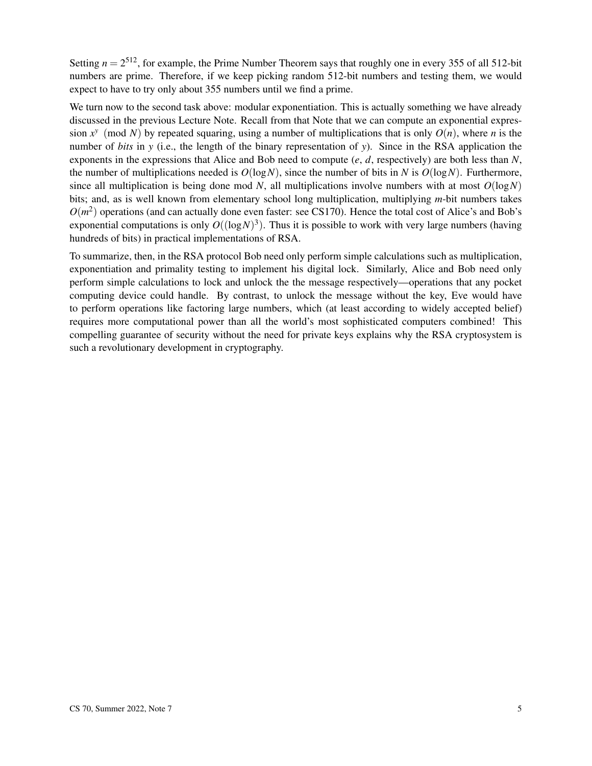Setting $n = 2^{512}$, for example, the Prime Number Theorem says that roughly one in every 355 of all 512-bit numbers are prime. Therefore, if we keep picking random 512-bit numbers and testing them, we would expect to have to try only about 355 numbers until we find a prime.

We turn now to the second task above: modular exponentiation. This is actually something we have already discussed in the previous Lecture Note. Recall from that Note that we can compute an exponential expression $x^y \pmod{N}$ by repeated squaring, using a number of multiplications that is only $O(n)$, where $n$ is the number of *bits* in $y$ (i.e., the length of the binary representation of $y$). Since in the RSA application the exponents in the expressions that Alice and Bob need to compute ($e$, $d$, respectively) are both less than $N$, the number of multiplications needed is $O(\log N)$, since the number of bits in $N$ is $O(\log N)$. Furthermore, since all multiplication is being done mod $N$, all multiplications involve numbers with at most $O(\log N)$ bits; and, as is well known from elementary school long multiplication, multiplying $m$-bit numbers takes $O(m^2)$ operations (and can actually done even faster: see CS170). Hence the total cost of Alice's and Bob's exponential computations is only $O((\log N)^3)$. Thus it is possible to work with very large numbers (having hundreds of bits) in practical implementations of RSA.

To summarize, then, in the RSA protocol Bob need only perform simple calculations such as multiplication, exponentiation and primality testing to implement his digital lock. Similarly, Alice and Bob need only perform simple calculations to lock and unlock the the message respectively—operations that any pocket computing device could handle. By contrast, to unlock the message without the key, Eve would have to perform operations like factoring large numbers, which (at least according to widely accepted belief) requires more computational power than all the world's most sophisticated computers combined! This compelling guarantee of security without the need for private keys explains why the RSA cryptosystem is such a revolutionary development in cryptography.